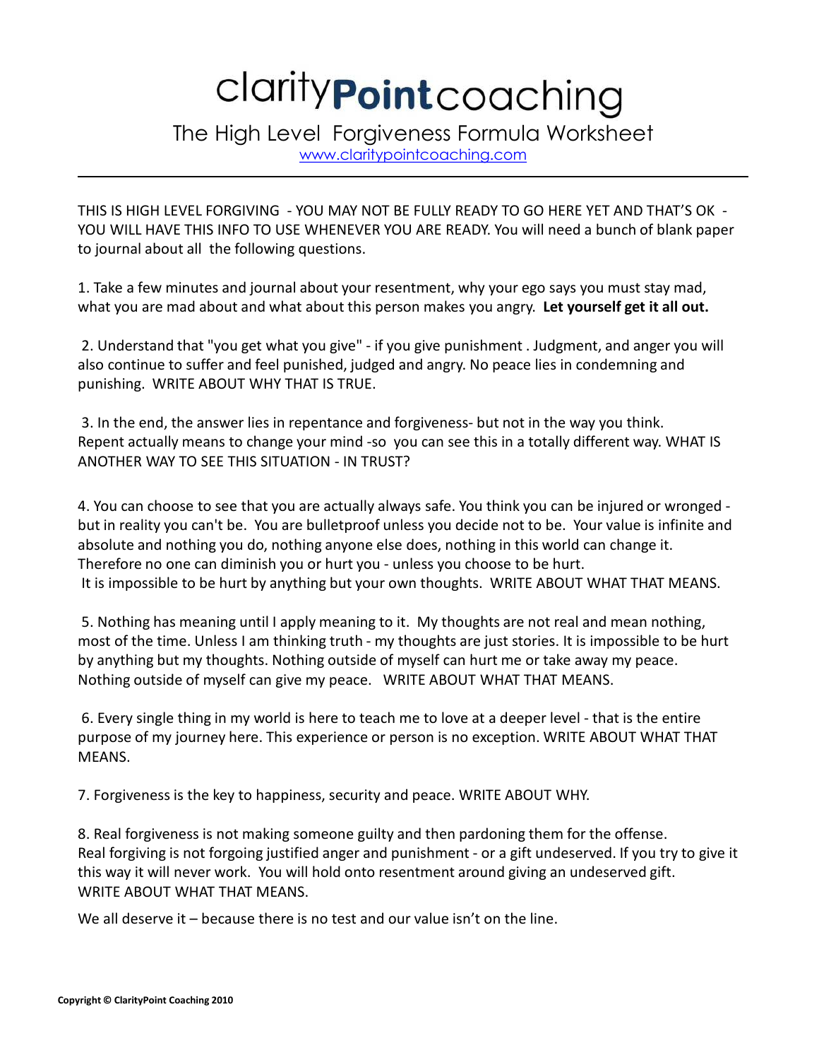# clarityPointcoaching

## The High Level Forgiveness Formula Worksheet

www.claritypointcoaching.com

---

THIS IS HIGH LEVEL FORGIVING - YOU MAY NOT BE FULLY READY TO GO HERE YET AND THAT'S OK - YOU WILL HAVE THIS INFO TO USE WHENEVER YOU ARE READY. You will need a bunch of blank paper to journal about all the following questions.

1. Take a few minutes and journal about your resentment, why your ego says you must stay mad, what you are mad about and what about this person makes you angry. **Let yourself get it all out.**

2. Understand that "you get what you give" - if you give punishment . Judgment, and anger you will also continue to suffer and feel punished, judged and angry. No peace lies in condemning and punishing. WRITE ABOUT WHY THAT IS TRUE.

3. In the end, the answer lies in repentance and forgiveness- but not in the way you think. Repent actually means to change your mind -so you can see this in a totally different way. WHAT IS ANOTHER WAY TO SEE THIS SITUATION - IN TRUST?

4. You can choose to see that you are actually always safe. You think you can be injured or wronged - but in reality you can't be. You are bulletproof unless you decide not to be. Your value is infinite and absolute and nothing you do, nothing anyone else does, nothing in this world can change it. Therefore no one can diminish you or hurt you - unless you choose to be hurt. It is impossible to be hurt by anything but your own thoughts. WRITE ABOUT WHAT THAT MEANS.

5. Nothing has meaning until I apply meaning to it. My thoughts are not real and mean nothing, most of the time. Unless I am thinking truth - my thoughts are just stories. It is impossible to be hurt by anything but my thoughts. Nothing outside of myself can hurt me or take away my peace. Nothing outside of myself can give my peace. WRITE ABOUT WHAT THAT MEANS.

6. Every single thing in my world is here to teach me to love at a deeper level - that is the entire purpose of my journey here. This experience or person is no exception. WRITE ABOUT WHAT THAT MEANS.

7. Forgiveness is the key to happiness, security and peace. WRITE ABOUT WHY.

8. Real forgiveness is not making someone guilty and then pardoning them for the offense. Real forgiving is not forgoing justified anger and punishment - or a gift undeserved. If you try to give it this way it will never work. You will hold onto resentment around giving an undeserved gift. WRITE ABOUT WHAT THAT MEANS.

We all deserve it – because there is no test and our value isn't on the line.

**Copyright © ClarityPoint Coaching 2010**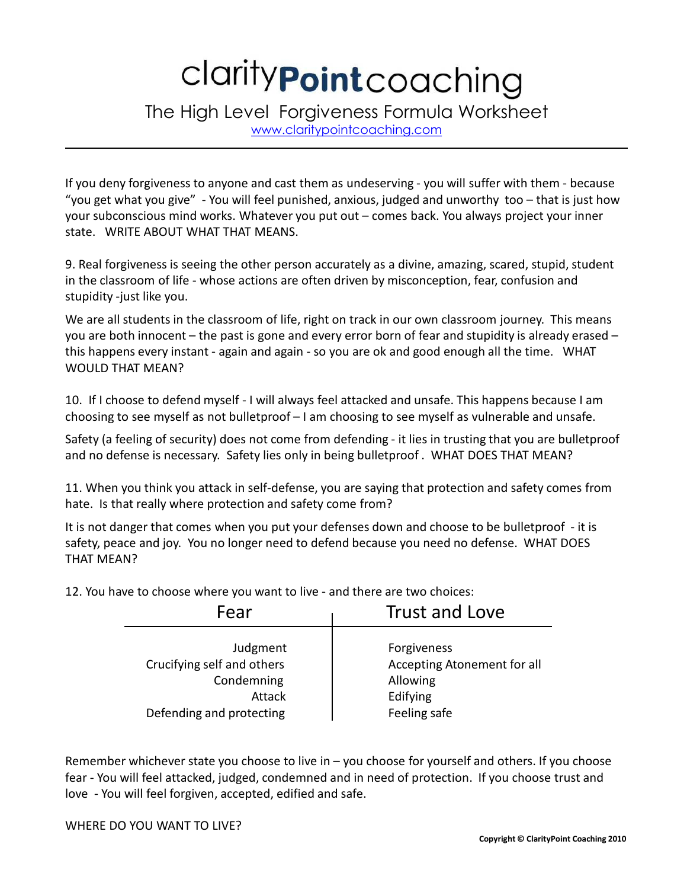# clarity**Point**coaching

## The High Level Forgiveness Formula Worksheet

www.claritypointcoaching.com

---

If you deny forgiveness to anyone and cast them as undeserving - you will suffer with them - because "you get what you give" - You will feel punished, anxious, judged and unworthy too – that is just how your subconscious mind works. Whatever you put out – comes back. You always project your inner state. WRITE ABOUT WHAT THAT MEANS.

9. Real forgiveness is seeing the other person accurately as a divine, amazing, scared, stupid, student in the classroom of life - whose actions are often driven by misconception, fear, confusion and stupidity -just like you.

We are all students in the classroom of life, right on track in our own classroom journey. This means you are both innocent – the past is gone and every error born of fear and stupidity is already erased – this happens every instant - again and again - so you are ok and good enough all the time. WHAT WOULD THAT MEAN?

10. If I choose to defend myself - I will always feel attacked and unsafe. This happens because I am choosing to see myself as not bulletproof – I am choosing to see myself as vulnerable and unsafe.

Safety (a feeling of security) does not come from defending - it lies in trusting that you are bulletproof and no defense is necessary. Safety lies only in being bulletproof . WHAT DOES THAT MEAN?

11. When you think you attack in self-defense, you are saying that protection and safety comes from hate. Is that really where protection and safety come from?

It is not danger that comes when you put your defenses down and choose to be bulletproof - it is safety, peace and joy. You no longer need to defend because you need no defense. WHAT DOES THAT MEAN?

12. You have to choose where you want to live - and there are two choices:

| Fear | Trust and Love |
|---|---|
| Judgment | Forgiveness |
| Crucifying self and others | Accepting Atonement for all |
| Condemning | Allowing |
| Attack | Edifying |
| Defending and protecting | Feeling safe |

Remember whichever state you choose to live in – you choose for yourself and others. If you choose fear - You will feel attacked, judged, condemned and in need of protection. If you choose trust and love - You will feel forgiven, accepted, edified and safe.

WHERE DO YOU WANT TO LIVE?

Copyright © ClarityPoint Coaching 2010